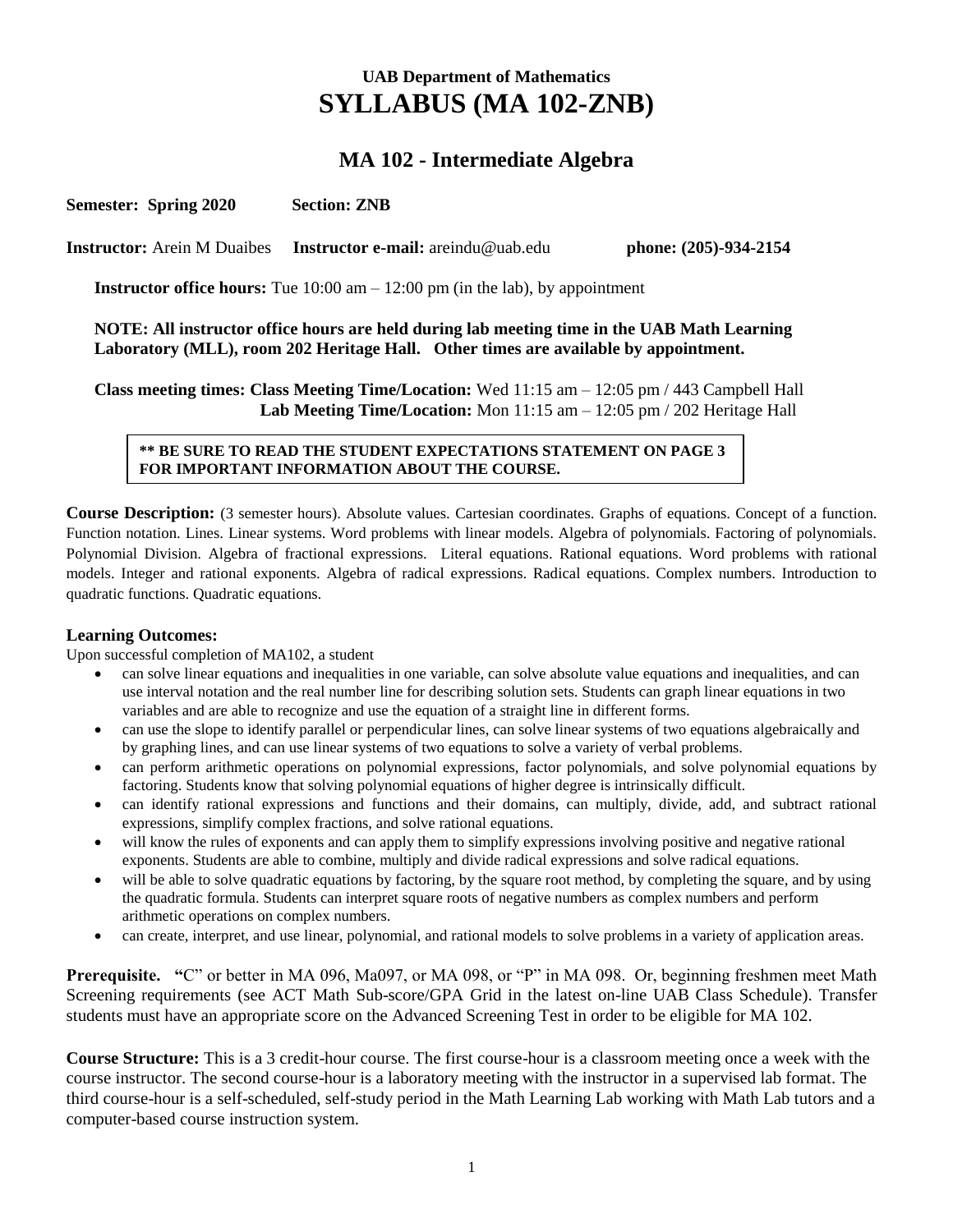# UAB Department of Mathematics
# SYLLABUS (MA 102-ZNB)

## MA 102 - Intermediate Algebra

**Semester: Spring 2020** **Section: ZNB**

**Instructor:** Arein M Duaibes **Instructor e-mail:** areindu@uab.edu **phone: (205)-934-2154**

**Instructor office hours:** Tue 10:00 am – 12:00 pm (in the lab), by appointment

**NOTE: All instructor office hours are held during lab meeting time in the UAB Math Learning Laboratory (MLL), room 202 Heritage Hall. Other times are available by appointment.**

**Class meeting times: Class Meeting Time/Location:** Wed 11:15 am – 12:05 pm / 443 Campbell Hall
**Lab Meeting Time/Location:** Mon 11:15 am – 12:05 pm / 202 Heritage Hall

**\*\* BE SURE TO READ THE STUDENT EXPECTATIONS STATEMENT ON PAGE 3 FOR IMPORTANT INFORMATION ABOUT THE COURSE.**

**Course Description:** (3 semester hours). Absolute values. Cartesian coordinates. Graphs of equations. Concept of a function. Function notation. Lines. Linear systems. Word problems with linear models. Algebra of polynomials. Factoring of polynomials. Polynomial Division. Algebra of fractional expressions. Literal equations. Rational equations. Word problems with rational models. Integer and rational exponents. Algebra of radical expressions. Radical equations. Complex numbers. Introduction to quadratic functions. Quadratic equations.

**Learning Outcomes:**

Upon successful completion of MA102, a student

- can solve linear equations and inequalities in one variable, can solve absolute value equations and inequalities, and can use interval notation and the real number line for describing solution sets. Students can graph linear equations in two variables and are able to recognize and use the equation of a straight line in different forms.
- can use the slope to identify parallel or perpendicular lines, can solve linear systems of two equations algebraically and by graphing lines, and can use linear systems of two equations to solve a variety of verbal problems.
- can perform arithmetic operations on polynomial expressions, factor polynomials, and solve polynomial equations by factoring. Students know that solving polynomial equations of higher degree is intrinsically difficult.
- can identify rational expressions and functions and their domains, can multiply, divide, add, and subtract rational expressions, simplify complex fractions, and solve rational equations.
- will know the rules of exponents and can apply them to simplify expressions involving positive and negative rational exponents. Students are able to combine, multiply and divide radical expressions and solve radical equations.
- will be able to solve quadratic equations by factoring, by the square root method, by completing the square, and by using the quadratic formula. Students can interpret square roots of negative numbers as complex numbers and perform arithmetic operations on complex numbers.
- can create, interpret, and use linear, polynomial, and rational models to solve problems in a variety of application areas.

**Prerequisite.** "C" or better in MA 096, Ma097, or MA 098, or "P" in MA 098. Or, beginning freshmen meet Math Screening requirements (see ACT Math Sub-score/GPA Grid in the latest on-line UAB Class Schedule). Transfer students must have an appropriate score on the Advanced Screening Test in order to be eligible for MA 102.

**Course Structure:** This is a 3 credit-hour course. The first course-hour is a classroom meeting once a week with the course instructor. The second course-hour is a laboratory meeting with the instructor in a supervised lab format. The third course-hour is a self-scheduled, self-study period in the Math Learning Lab working with Math Lab tutors and a computer-based course instruction system.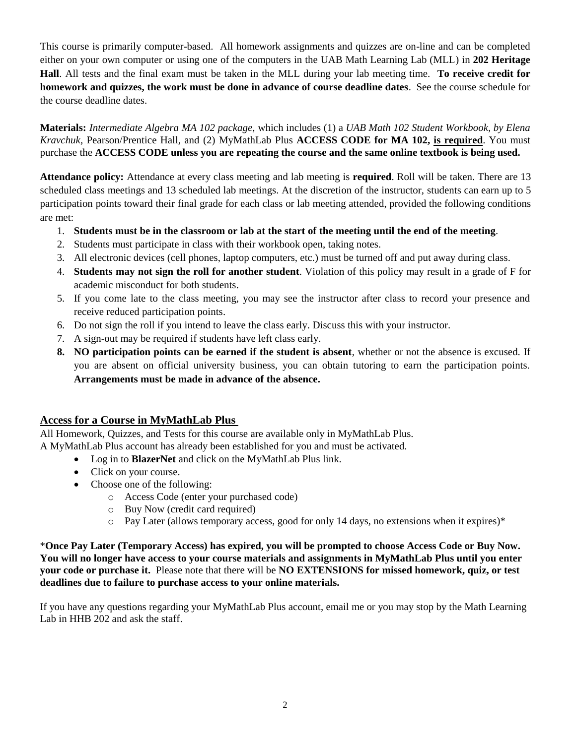This course is primarily computer-based. All homework assignments and quizzes are on-line and can be completed either on your own computer or using one of the computers in the UAB Math Learning Lab (MLL) in **202 Heritage Hall**. All tests and the final exam must be taken in the MLL during your lab meeting time. **To receive credit for homework and quizzes, the work must be done in advance of course deadline dates**. See the course schedule for the course deadline dates.

**Materials:** *Intermediate Algebra MA 102 package,* which includes (1) a *UAB Math 102 Student Workbook, by Elena Kravchuk,* Pearson/Prentice Hall, and (2) MyMathLab Plus **ACCESS CODE for MA 102, <u>is required</u>**. You must purchase the **ACCESS CODE unless you are repeating the course and the same online textbook is being used.**

**Attendance policy:** Attendance at every class meeting and lab meeting is **required**. Roll will be taken. There are 13 scheduled class meetings and 13 scheduled lab meetings. At the discretion of the instructor, students can earn up to 5 participation points toward their final grade for each class or lab meeting attended, provided the following conditions are met:

1. **Students must be in the classroom or lab at the start of the meeting until the end of the meeting**.
2. Students must participate in class with their workbook open, taking notes.
3. All electronic devices (cell phones, laptop computers, etc.) must be turned off and put away during class.
4. **Students may not sign the roll for another student**. Violation of this policy may result in a grade of F for academic misconduct for both students.
5. If you come late to the class meeting, you may see the instructor after class to record your presence and receive reduced participation points.
6. Do not sign the roll if you intend to leave the class early. Discuss this with your instructor.
7. A sign-out may be required if students have left class early.
8. **NO participation points can be earned if the student is absent**, whether or not the absence is excused. If you are absent on official university business, you can obtain tutoring to earn the participation points. **Arrangements must be made in advance of the absence.**

## <u>Access for a Course in MyMathLab Plus</u>

All Homework, Quizzes, and Tests for this course are available only in MyMathLab Plus.
A MyMathLab Plus account has already been established for you and must be activated.

- Log in to **BlazerNet** and click on the MyMathLab Plus link.
- Click on your course.
- Choose one of the following:
  - Access Code (enter your purchased code)
  - Buy Now (credit card required)
  - Pay Later (allows temporary access, good for only 14 days, no extensions when it expires)*

***Once Pay Later (Temporary Access) has expired, you will be prompted to choose Access Code or Buy Now. You will no longer have access to your course materials and assignments in MyMathLab Plus until you enter your code or purchase it.** Please note that there will be **NO EXTENSIONS for missed homework, quiz, or test deadlines due to failure to purchase access to your online materials.**

If you have any questions regarding your MyMathLab Plus account, email me or you may stop by the Math Learning Lab in HHB 202 and ask the staff.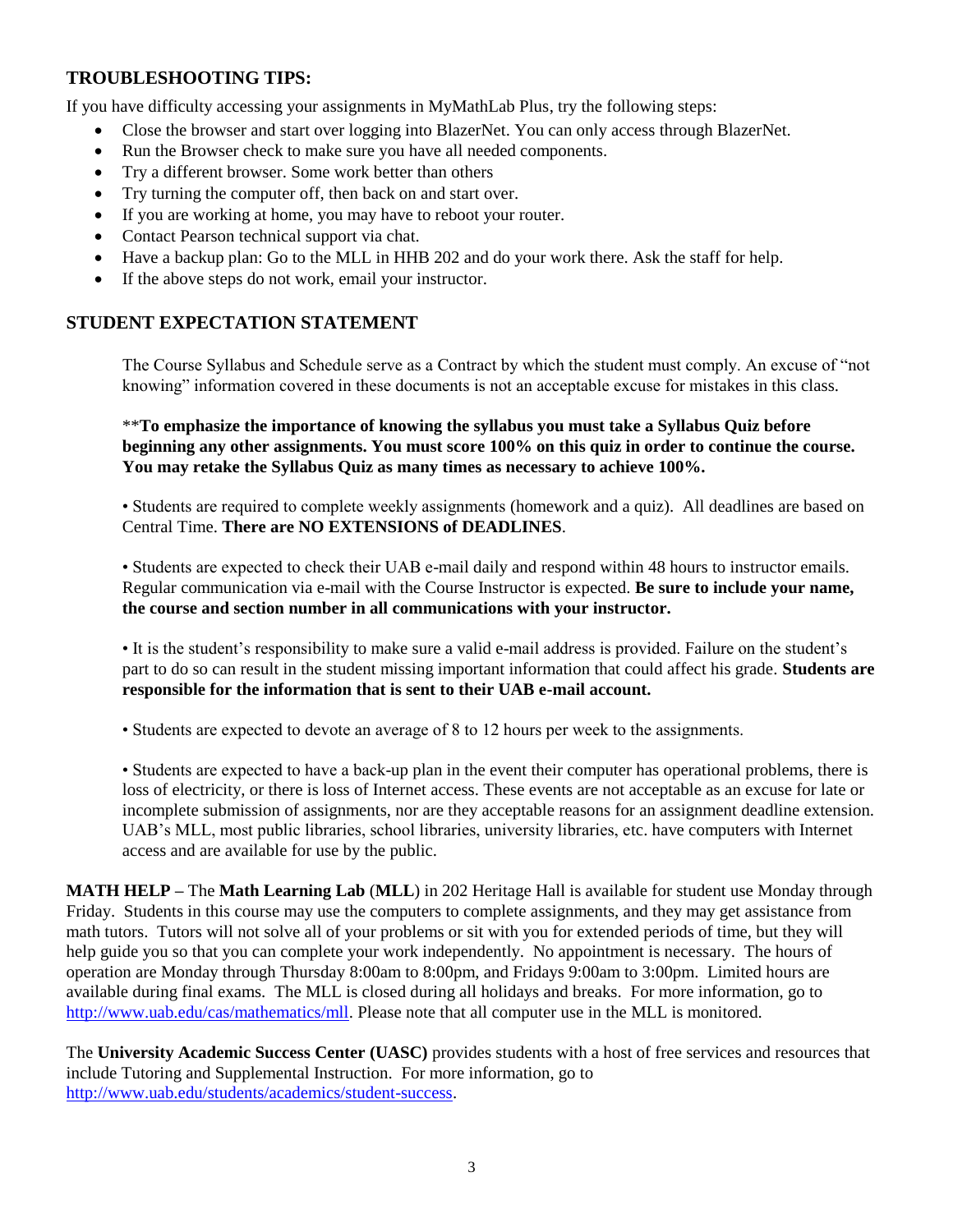## TROUBLESHOOTING TIPS:

If you have difficulty accessing your assignments in MyMathLab Plus, try the following steps:

- Close the browser and start over logging into BlazerNet. You can only access through BlazerNet.
- Run the Browser check to make sure you have all needed components.
- Try a different browser. Some work better than others
- Try turning the computer off, then back on and start over.
- If you are working at home, you may have to reboot your router.
- Contact Pearson technical support via chat.
- Have a backup plan: Go to the MLL in HHB 202 and do your work there. Ask the staff for help.
- If the above steps do not work, email your instructor.

## STUDENT EXPECTATION STATEMENT

The Course Syllabus and Schedule serve as a Contract by which the student must comply. An excuse of "not knowing" information covered in these documents is not an acceptable excuse for mistakes in this class.

\*\***To emphasize the importance of knowing the syllabus you must take a Syllabus Quiz before beginning any other assignments. You must score 100% on this quiz in order to continue the course. You may retake the Syllabus Quiz as many times as necessary to achieve 100%.**

• Students are required to complete weekly assignments (homework and a quiz). All deadlines are based on Central Time. **There are NO EXTENSIONS of DEADLINES**.

• Students are expected to check their UAB e-mail daily and respond within 48 hours to instructor emails. Regular communication via e-mail with the Course Instructor is expected. **Be sure to include your name, the course and section number in all communications with your instructor.**

• It is the student's responsibility to make sure a valid e-mail address is provided. Failure on the student's part to do so can result in the student missing important information that could affect his grade. **Students are responsible for the information that is sent to their UAB e-mail account.**

• Students are expected to devote an average of 8 to 12 hours per week to the assignments.

• Students are expected to have a back-up plan in the event their computer has operational problems, there is loss of electricity, or there is loss of Internet access. These events are not acceptable as an excuse for late or incomplete submission of assignments, nor are they acceptable reasons for an assignment deadline extension. UAB's MLL, most public libraries, school libraries, university libraries, etc. have computers with Internet access and are available for use by the public.

**MATH HELP** – The **Math Learning Lab** (**MLL**) in 202 Heritage Hall is available for student use Monday through Friday. Students in this course may use the computers to complete assignments, and they may get assistance from math tutors. Tutors will not solve all of your problems or sit with you for extended periods of time, but they will help guide you so that you can complete your work independently. No appointment is necessary. The hours of operation are Monday through Thursday 8:00am to 8:00pm, and Fridays 9:00am to 3:00pm. Limited hours are available during final exams. The MLL is closed during all holidays and breaks. For more information, go to http://www.uab.edu/cas/mathematics/mll. Please note that all computer use in the MLL is monitored.

The **University Academic Success Center (UASC)** provides students with a host of free services and resources that include Tutoring and Supplemental Instruction. For more information, go to http://www.uab.edu/students/academics/student-success.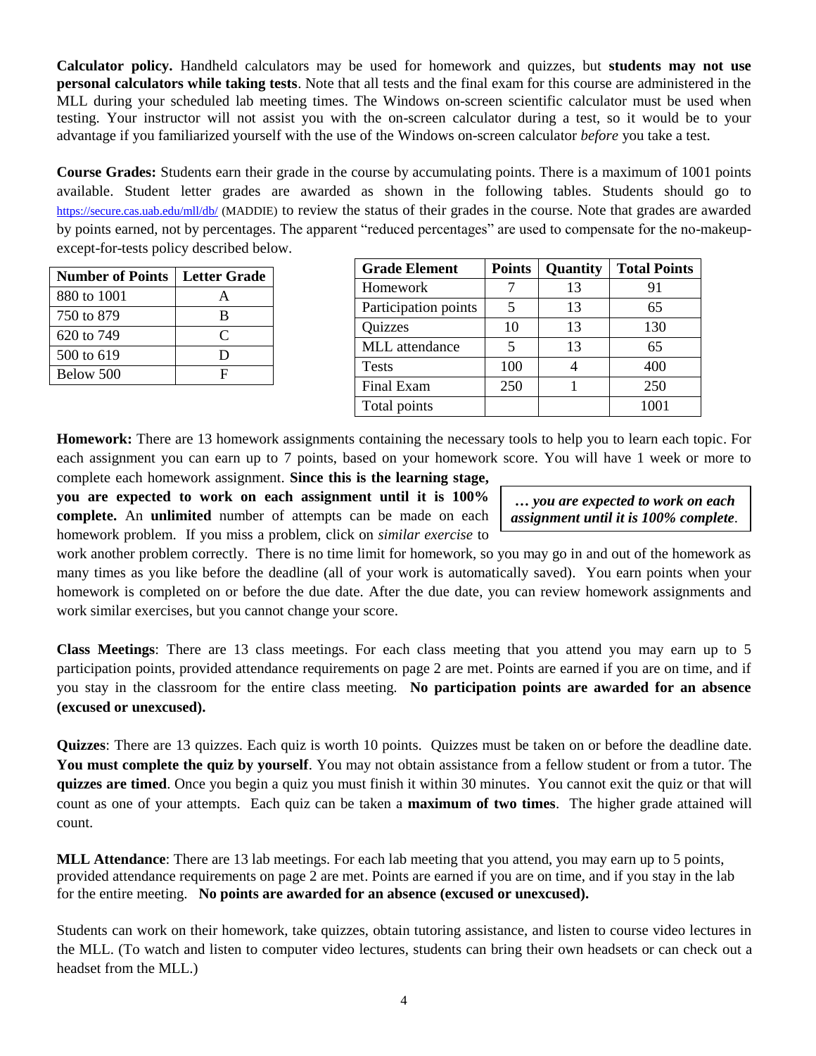**Calculator policy.** Handheld calculators may be used for homework and quizzes, but **students may not use personal calculators while taking tests**. Note that all tests and the final exam for this course are administered in the MLL during your scheduled lab meeting times. The Windows on-screen scientific calculator must be used when testing. Your instructor will not assist you with the on-screen calculator during a test, so it would be to your advantage if you familiarized yourself with the use of the Windows on-screen calculator *before* you take a test.

**Course Grades:** Students earn their grade in the course by accumulating points. There is a maximum of 1001 points available. Student letter grades are awarded as shown in the following tables. Students should go to https://secure.cas.uab.edu/mll/db/ (MADDIE) to review the status of their grades in the course. Note that grades are awarded by points earned, not by percentages. The apparent "reduced percentages" are used to compensate for the no-makeup-except-for-tests policy described below.

| Number of Points | Letter Grade |
|---|---|
| 880 to 1001 | A |
| 750 to 879 | B |
| 620 to 749 | C |
| 500 to 619 | D |
| Below 500 | F |

| Grade Element | Points | Quantity | Total Points |
|---|---|---|---|
| Homework | 7 | 13 | 91 |
| Participation points | 5 | 13 | 65 |
| Quizzes | 10 | 13 | 130 |
| MLL attendance | 5 | 13 | 65 |
| Tests | 100 | 4 | 400 |
| Final Exam | 250 | 1 | 250 |
| Total points | | | 1001 |

**Homework:** There are 13 homework assignments containing the necessary tools to help you to learn each topic. For each assignment you can earn up to 7 points, based on your homework score. You will have 1 week or more to complete each homework assignment. **Since this is the learning stage, you are expected to work on each assignment until it is 100% complete.** An **unlimited** number of attempts can be made on each homework problem. If you miss a problem, click on *similar exercise* to work another problem correctly. There is no time limit for homework, so you may go in and out of the homework as many times as you like before the deadline (all of your work is automatically saved). You earn points when your homework is completed on or before the due date. After the due date, you can review homework assignments and work similar exercises, but you cannot change your score.

> ***… you are expected to work on each assignment until it is 100% complete.***

**Class Meetings**: There are 13 class meetings. For each class meeting that you attend you may earn up to 5 participation points, provided attendance requirements on page 2 are met. Points are earned if you are on time, and if you stay in the classroom for the entire class meeting. **No participation points are awarded for an absence (excused or unexcused).**

**Quizzes**: There are 13 quizzes. Each quiz is worth 10 points. Quizzes must be taken on or before the deadline date. **You must complete the quiz by yourself**. You may not obtain assistance from a fellow student or from a tutor. The **quizzes are timed**. Once you begin a quiz you must finish it within 30 minutes. You cannot exit the quiz or that will count as one of your attempts. Each quiz can be taken a **maximum of two times**. The higher grade attained will count.

**MLL Attendance**: There are 13 lab meetings. For each lab meeting that you attend, you may earn up to 5 points, provided attendance requirements on page 2 are met. Points are earned if you are on time, and if you stay in the lab for the entire meeting. **No points are awarded for an absence (excused or unexcused).**

Students can work on their homework, take quizzes, obtain tutoring assistance, and listen to course video lectures in the MLL. (To watch and listen to computer video lectures, students can bring their own headsets or can check out a headset from the MLL.)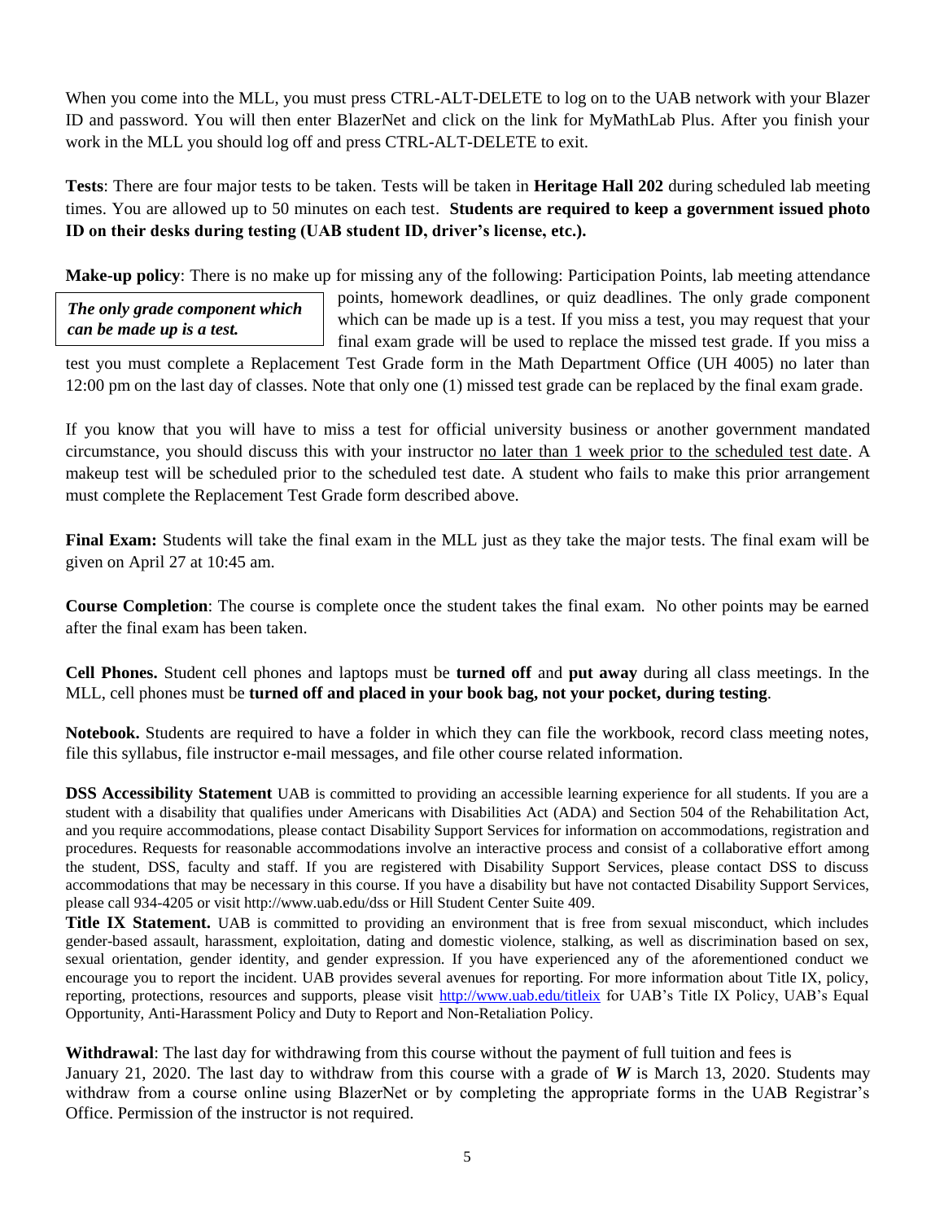When you come into the MLL, you must press CTRL-ALT-DELETE to log on to the UAB network with your Blazer ID and password. You will then enter BlazerNet and click on the link for MyMathLab Plus. After you finish your work in the MLL you should log off and press CTRL-ALT-DELETE to exit.

**Tests**: There are four major tests to be taken. Tests will be taken in **Heritage Hall 202** during scheduled lab meeting times. You are allowed up to 50 minutes on each test. **Students are required to keep a government issued photo ID on their desks during testing (UAB student ID, driver's license, etc.).**

**Make-up policy**: There is no make up for missing any of the following: Participation Points, lab meeting attendance points, homework deadlines, or quiz deadlines. The only grade component which can be made up is a test. If you miss a test, you may request that your final exam grade will be used to replace the missed test grade. If you miss a test you must complete a Replacement Test Grade form in the Math Department Office (UH 4005) no later than 12:00 pm on the last day of classes. Note that only one (1) missed test grade can be replaced by the final exam grade.

> ***The only grade component which can be made up is a test.***

If you know that you will have to miss a test for official university business or another government mandated circumstance, you should discuss this with your instructor no later than 1 week prior to the scheduled test date. A makeup test will be scheduled prior to the scheduled test date. A student who fails to make this prior arrangement must complete the Replacement Test Grade form described above.

**Final Exam:** Students will take the final exam in the MLL just as they take the major tests. The final exam will be given on April 27 at 10:45 am.

**Course Completion**: The course is complete once the student takes the final exam. No other points may be earned after the final exam has been taken.

**Cell Phones.** Student cell phones and laptops must be **turned off** and **put away** during all class meetings. In the MLL, cell phones must be **turned off and placed in your book bag, not your pocket, during testing**.

**Notebook.** Students are required to have a folder in which they can file the workbook, record class meeting notes, file this syllabus, file instructor e-mail messages, and file other course related information.

**DSS Accessibility Statement** UAB is committed to providing an accessible learning experience for all students. If you are a student with a disability that qualifies under Americans with Disabilities Act (ADA) and Section 504 of the Rehabilitation Act, and you require accommodations, please contact Disability Support Services for information on accommodations, registration and procedures. Requests for reasonable accommodations involve an interactive process and consist of a collaborative effort among the student, DSS, faculty and staff. If you are registered with Disability Support Services, please contact DSS to discuss accommodations that may be necessary in this course. If you have a disability but have not contacted Disability Support Services, please call 934-4205 or visit http://www.uab.edu/dss or Hill Student Center Suite 409.

**Title IX Statement.** UAB is committed to providing an environment that is free from sexual misconduct, which includes gender-based assault, harassment, exploitation, dating and domestic violence, stalking, as well as discrimination based on sex, sexual orientation, gender identity, and gender expression. If you have experienced any of the aforementioned conduct we encourage you to report the incident. UAB provides several avenues for reporting. For more information about Title IX, policy, reporting, protections, resources and supports, please visit http://www.uab.edu/titleix for UAB's Title IX Policy, UAB's Equal Opportunity, Anti-Harassment Policy and Duty to Report and Non-Retaliation Policy.

**Withdrawal**: The last day for withdrawing from this course without the payment of full tuition and fees is January 21, 2020. The last day to withdraw from this course with a grade of ***W*** is March 13, 2020. Students may withdraw from a course online using BlazerNet or by completing the appropriate forms in the UAB Registrar's Office. Permission of the instructor is not required.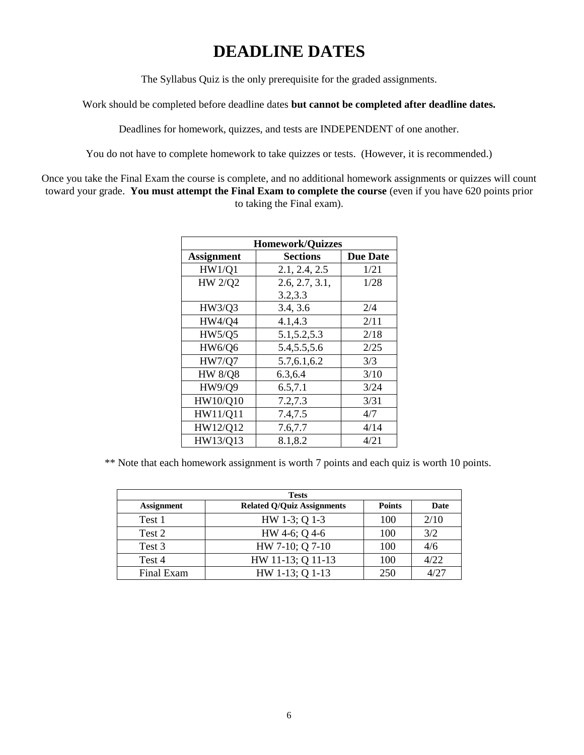# DEADLINE DATES

The Syllabus Quiz is the only prerequisite for the graded assignments.

Work should be completed before deadline dates **but cannot be completed after deadline dates.**

Deadlines for homework, quizzes, and tests are INDEPENDENT of one another.

You do not have to complete homework to take quizzes or tests. (However, it is recommended.)

Once you take the Final Exam the course is complete, and no additional homework assignments or quizzes will count toward your grade. **You must attempt the Final Exam to complete the course** (even if you have 620 points prior to taking the Final exam).

| Homework/Quizzes | | |
|---|---|---|
| **Assignment** | **Sections** | **Due Date** |
| HW1/Q1 | 2.1, 2.4, 2.5 | 1/21 |
| HW 2/Q2 | 2.6, 2.7, 3.1, 3.2,3.3 | 1/28 |
| HW3/Q3 | 3.4, 3.6 | 2/4 |
| HW4/Q4 | 4.1,4.3 | 2/11 |
| HW5/Q5 | 5.1,5.2,5.3 | 2/18 |
| HW6/Q6 | 5.4,5.5,5.6 | 2/25 |
| HW7/Q7 | 5.7,6.1,6.2 | 3/3 |
| HW 8/Q8 | 6.3,6.4 | 3/10 |
| HW9/Q9 | 6.5,7.1 | 3/24 |
| HW10/Q10 | 7.2,7.3 | 3/31 |
| HW11/Q11 | 7.4,7.5 | 4/7 |
| HW12/Q12 | 7.6,7.7 | 4/14 |
| HW13/Q13 | 8.1,8.2 | 4/21 |

** Note that each homework assignment is worth 7 points and each quiz is worth 10 points.

| Tests | | | |
|---|---|---|---|
| **Assignment** | **Related Q/Quiz Assignments** | **Points** | **Date** |
| Test 1 | HW 1-3; Q 1-3 | 100 | 2/10 |
| Test 2 | HW 4-6; Q 4-6 | 100 | 3/2 |
| Test 3 | HW 7-10; Q 7-10 | 100 | 4/6 |
| Test 4 | HW 11-13; Q 11-13 | 100 | 4/22 |
| Final Exam | HW 1-13; Q 1-13 | 250 | 4/27 |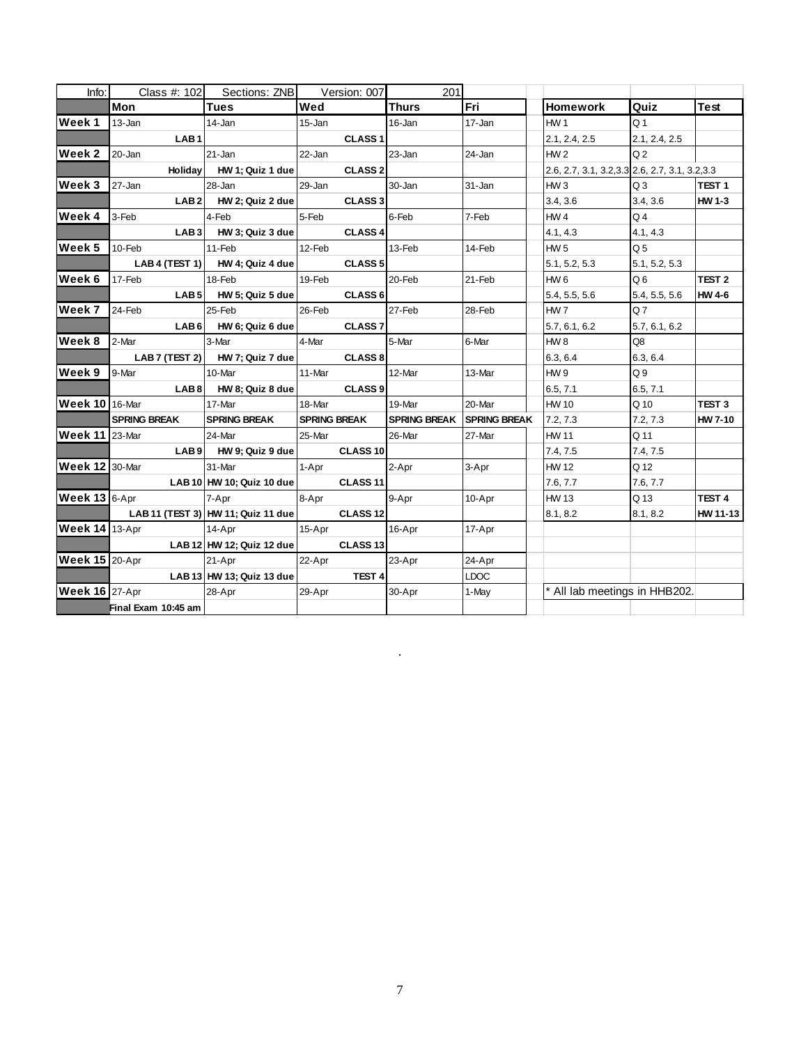| Info: | Class #: 102 | Sections: ZNB | Version: 007 | 201 | | | | |
|---|---|---|---|---|---|---|---|---|
| | **Mon** | **Tues** | **Wed** | **Thurs** | **Fri** | **Homework** | **Quiz** | **Test** |
| **Week 1** | 13-Jan | 14-Jan | 15-Jan | 16-Jan | 17-Jan | HW 1 | Q 1 | |
| | **LAB 1** | | **CLASS 1** | | | 2.1, 2.4, 2.5 | 2.1, 2.4, 2.5 | |
| **Week 2** | 20-Jan | 21-Jan | 22-Jan | 23-Jan | 24-Jan | HW 2 | Q 2 | |
| | **Holiday** | **HW 1; Quiz 1 due** | **CLASS 2** | | | 2.6, 2.7, 3.1, 3.2,3.3 | 2.6, 2.7, 3.1, 3.2,3.3 | |
| **Week 3** | 27-Jan | 28-Jan | 29-Jan | 30-Jan | 31-Jan | HW 3 | Q 3 | **TEST 1** |
| | **LAB 2** | **HW 2; Quiz 2 due** | **CLASS 3** | | | 3.4, 3.6 | 3.4, 3.6 | **HW 1-3** |
| **Week 4** | 3-Feb | 4-Feb | 5-Feb | 6-Feb | 7-Feb | HW 4 | Q 4 | |
| | **LAB 3** | **HW 3; Quiz 3 due** | **CLASS 4** | | | 4.1, 4.3 | 4.1, 4.3 | |
| **Week 5** | 10-Feb | 11-Feb | 12-Feb | 13-Feb | 14-Feb | HW 5 | Q 5 | |
| | **LAB 4 (TEST 1)** | **HW 4; Quiz 4 due** | **CLASS 5** | | | 5.1, 5.2, 5.3 | 5.1, 5.2, 5.3 | |
| **Week 6** | 17-Feb | 18-Feb | 19-Feb | 20-Feb | 21-Feb | HW 6 | Q 6 | **TEST 2** |
| | **LAB 5** | **HW 5; Quiz 5 due** | **CLASS 6** | | | 5.4, 5.5, 5.6 | 5.4, 5.5, 5.6 | **HW 4-6** |
| **Week 7** | 24-Feb | 25-Feb | 26-Feb | 27-Feb | 28-Feb | HW 7 | Q 7 | |
| | **LAB 6** | **HW 6; Quiz 6 due** | **CLASS 7** | | | 5.7, 6.1, 6.2 | 5.7, 6.1, 6.2 | |
| **Week 8** | 2-Mar | 3-Mar | 4-Mar | 5-Mar | 6-Mar | HW 8 | Q8 | |
| | **LAB 7 (TEST 2)** | **HW 7; Quiz 7 due** | **CLASS 8** | | | 6.3, 6.4 | 6.3, 6.4 | |
| **Week 9** | 9-Mar | 10-Mar | 11-Mar | 12-Mar | 13-Mar | HW 9 | Q 9 | |
| | **LAB 8** | **HW 8; Quiz 8 due** | **CLASS 9** | | | 6.5, 7.1 | 6.5, 7.1 | |
| **Week 10** | 16-Mar | 17-Mar | 18-Mar | 19-Mar | 20-Mar | HW 10 | Q 10 | **TEST 3** |
| | **SPRING BREAK** | **SPRING BREAK** | **SPRING BREAK** | **SPRING BREAK** | **SPRING BREAK** | 7.2, 7.3 | 7.2, 7.3 | **HW 7-10** |
| **Week 11** | 23-Mar | 24-Mar | 25-Mar | 26-Mar | 27-Mar | HW 11 | Q 11 | |
| | **LAB 9** | **HW 9; Quiz 9 due** | **CLASS 10** | | | 7.4, 7.5 | 7.4, 7.5 | |
| **Week 12** | 30-Mar | 31-Mar | 1-Apr | 2-Apr | 3-Apr | HW 12 | Q 12 | |
| | **LAB 10** | **HW 10; Quiz 10 due** | **CLASS 11** | | | 7.6, 7.7 | 7.6, 7.7 | |
| **Week 13** | 6-Apr | 7-Apr | 8-Apr | 9-Apr | 10-Apr | HW 13 | Q 13 | **TEST 4** |
| | **LAB 11 (TEST 3)** | **HW 11; Quiz 11 due** | **CLASS 12** | | | 8.1, 8.2 | 8.1, 8.2 | **HW 11-13** |
| **Week 14** | 13-Apr | 14-Apr | 15-Apr | 16-Apr | 17-Apr | | | |
| | **LAB 12** | **HW 12; Quiz 12 due** | **CLASS 13** | | | | | |
| **Week 15** | 20-Apr | 21-Apr | 22-Apr | 23-Apr | 24-Apr | | | |
| | **LAB 13** | **HW 13; Quiz 13 due** | **TEST 4** | | LDOC | | | |
| **Week 16** | 27-Apr | 28-Apr | 29-Apr | 30-Apr | 1-May | * All lab meetings in HHB202. | | |
| | **Final Exam 10:45 am** | | | | | | | |